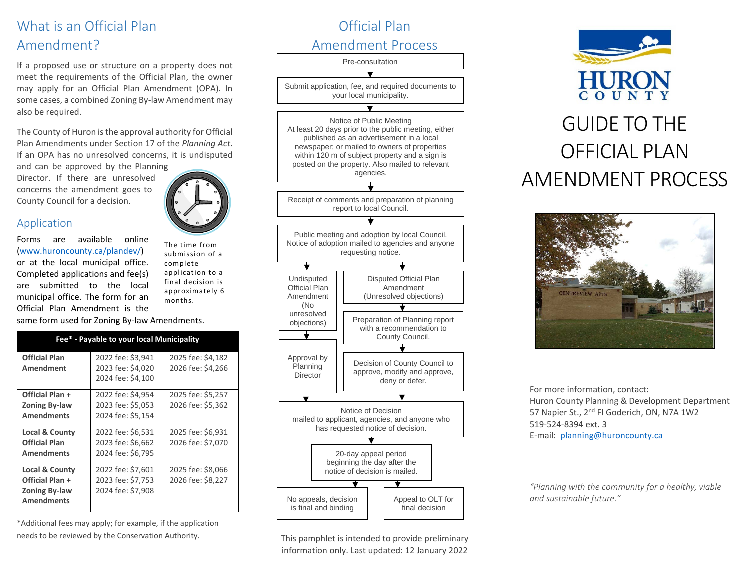## What is an Official Plan Amendment?

If a proposed use or structure on a property does not meet the requirements of the Official Plan, the owner may apply for an Official Plan Amendment (OPA). In some cases, a combined Zoning By-law Amendment may also be required.

The County of Huron is the approval authority for Official Plan Amendments under Section 17 of the *Planning Act*. If an OPA has no unresolved concerns, it is undisputed and can be approved by the Planning Director. If there are unresolved concerns the amendment goes to County Council for a decision.

The time from submission of a complete application to a final decision is approximately 6 months.

## Application

Forms are available online (www.huroncounty.ca/plandev/) or at the local municipal office. Completed applications and fee(s) are submitted to the local municipal office. The form for an Official Plan Amendment is the same form used for Zoning By-law Amendments.

| Fee* - Payable to your local Municipality | | |
|---|---|---|
| **Official Plan Amendment** | 2022 fee: $3,941<br>2023 fee: $4,020<br>2024 fee: $4,100 | 2025 fee: $4,182<br>2026 fee: $4,266 |
| **Official Plan + Zoning By-law Amendments** | 2022 fee: $4,954<br>2023 fee: $5,053<br>2024 fee: $5,154 | 2025 fee: $5,257<br>2026 fee: $5,362 |
| **Local & County Official Plan Amendments** | 2022 fee: $6,531<br>2023 fee: $6,662<br>2024 fee: $6,795 | 2025 fee: $6,931<br>2026 fee: $7,070 |
| **Local & County Official Plan + Zoning By-law Amendments** | 2022 fee: $7,601<br>2023 fee: $7,753<br>2024 fee: $7,908 | 2025 fee: $8,066<br>2026 fee: $8,227 |

*Additional fees may apply; for example, if the application needs to be reviewed by the Conservation Authority.

## Official Plan Amendment Process

1. Pre-consultation
2. Submit application, fee, and required documents to your local municipality.
3. Notice of Public Meeting
   At least 20 days prior to the public meeting, either published as an advertisement in a local newspaper; or mailed to owners of properties within 120 m of subject property and a sign is posted on the property. Also mailed to relevant agencies.
4. Receipt of comments and preparation of planning report to local Council.
5. Public meeting and adoption by local Council. Notice of adoption mailed to agencies and anyone requesting notice.
   - Undisputed Official Plan Amendment (No unresolved objections) → Approval by Planning Director
   - Disputed Official Plan Amendment (Unresolved objections) → Preparation of Planning report with a recommendation to County Council. → Decision of County Council to approve, modify and approve, deny or defer.
6. Notice of Decision
   mailed to applicant, agencies, and anyone who has requested notice of decision.
7. 20-day appeal period beginning the day after the notice of decision is mailed.
   - No appeals, decision is final and binding
   - Appeal to OLT for final decision

This pamphlet is intended to provide preliminary information only. Last updated: 12 January 2022

HURON COUNTY

# GUIDE TO THE OFFICIAL PLAN AMENDMENT PROCESS

For more information, contact:
Huron County Planning & Development Department
57 Napier St., 2nd Fl Goderich, ON, N7A 1W2
519-524-8394 ext. 3
E-mail: planning@huroncounty.ca

*"Planning with the community for a healthy, viable and sustainable future."*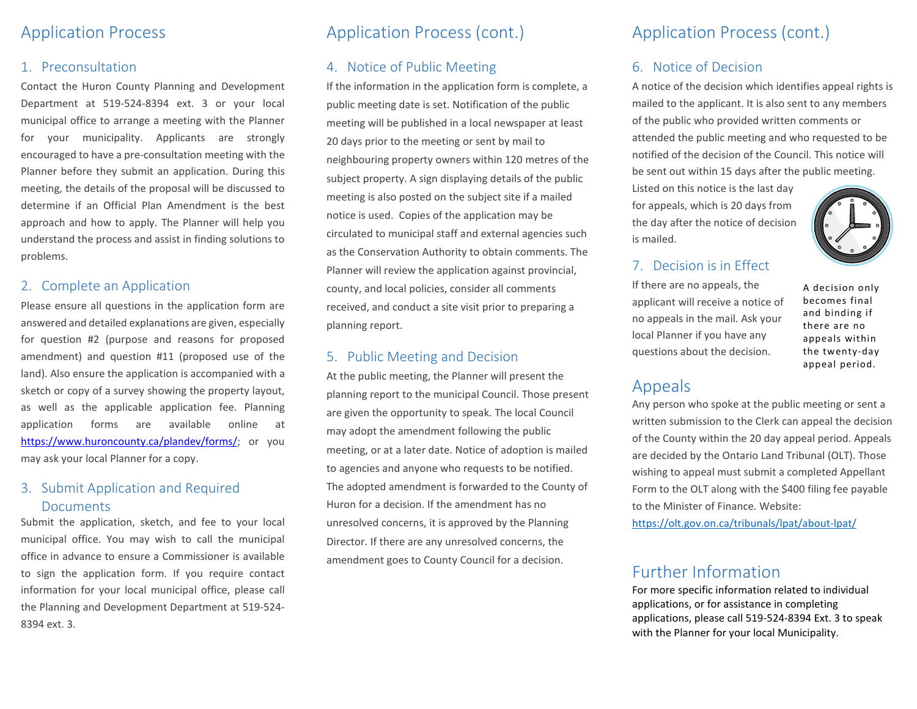# Application Process

## 1. Preconsultation

Contact the Huron County Planning and Development Department at 519-524-8394 ext. 3 or your local municipal office to arrange a meeting with the Planner for your municipality. Applicants are strongly encouraged to have a pre-consultation meeting with the Planner before they submit an application. During this meeting, the details of the proposal will be discussed to determine if an Official Plan Amendment is the best approach and how to apply. The Planner will help you understand the process and assist in finding solutions to problems.

## 2. Complete an Application

Please ensure all questions in the application form are answered and detailed explanations are given, especially for question #2 (purpose and reasons for proposed amendment) and question #11 (proposed use of the land). Also ensure the application is accompanied with a sketch or copy of a survey showing the property layout, as well as the applicable application fee. Planning application forms are available online at https://www.huroncounty.ca/plandev/forms/; or you may ask your local Planner for a copy.

## 3. Submit Application and Required Documents

Submit the application, sketch, and fee to your local municipal office. You may wish to call the municipal office in advance to ensure a Commissioner is available to sign the application form. If you require contact information for your local municipal office, please call the Planning and Development Department at 519-524-8394 ext. 3.

# Application Process (cont.)

## 4. Notice of Public Meeting

If the information in the application form is complete, a public meeting date is set. Notification of the public meeting will be published in a local newspaper at least 20 days prior to the meeting or sent by mail to neighbouring property owners within 120 metres of the subject property. A sign displaying details of the public meeting is also posted on the subject site if a mailed notice is used. Copies of the application may be circulated to municipal staff and external agencies such as the Conservation Authority to obtain comments. The Planner will review the application against provincial, county, and local policies, consider all comments received, and conduct a site visit prior to preparing a planning report.

## 5. Public Meeting and Decision

At the public meeting, the Planner will present the planning report to the municipal Council. Those present are given the opportunity to speak. The local Council may adopt the amendment following the public meeting, or at a later date. Notice of adoption is mailed to agencies and anyone who requests to be notified. The adopted amendment is forwarded to the County of Huron for a decision. If the amendment has no unresolved concerns, it is approved by the Planning Director. If there are any unresolved concerns, the amendment goes to County Council for a decision.

# Application Process (cont.)

## 6. Notice of Decision

A notice of the decision which identifies appeal rights is mailed to the applicant. It is also sent to any members of the public who provided written comments or attended the public meeting and who requested to be notified of the decision of the Council. This notice will be sent out within 15 days after the public meeting. Listed on this notice is the last day for appeals, which is 20 days from the day after the notice of decision is mailed.

## 7. Decision is in Effect

If there are no appeals, the applicant will receive a notice of no appeals in the mail. Ask your local Planner if you have any questions about the decision.

A decision only becomes final and binding if there are no appeals within the twenty-day appeal period.

# Appeals

Any person who spoke at the public meeting or sent a written submission to the Clerk can appeal the decision of the County within the 20 day appeal period. Appeals are decided by the Ontario Land Tribunal (OLT). Those wishing to appeal must submit a completed Appellant Form to the OLT along with the $400 filing fee payable to the Minister of Finance. Website: https://olt.gov.on.ca/tribunals/lpat/about-lpat/

# Further Information

For more specific information related to individual applications, or for assistance in completing applications, please call 519-524-8394 Ext. 3 to speak with the Planner for your local Municipality.